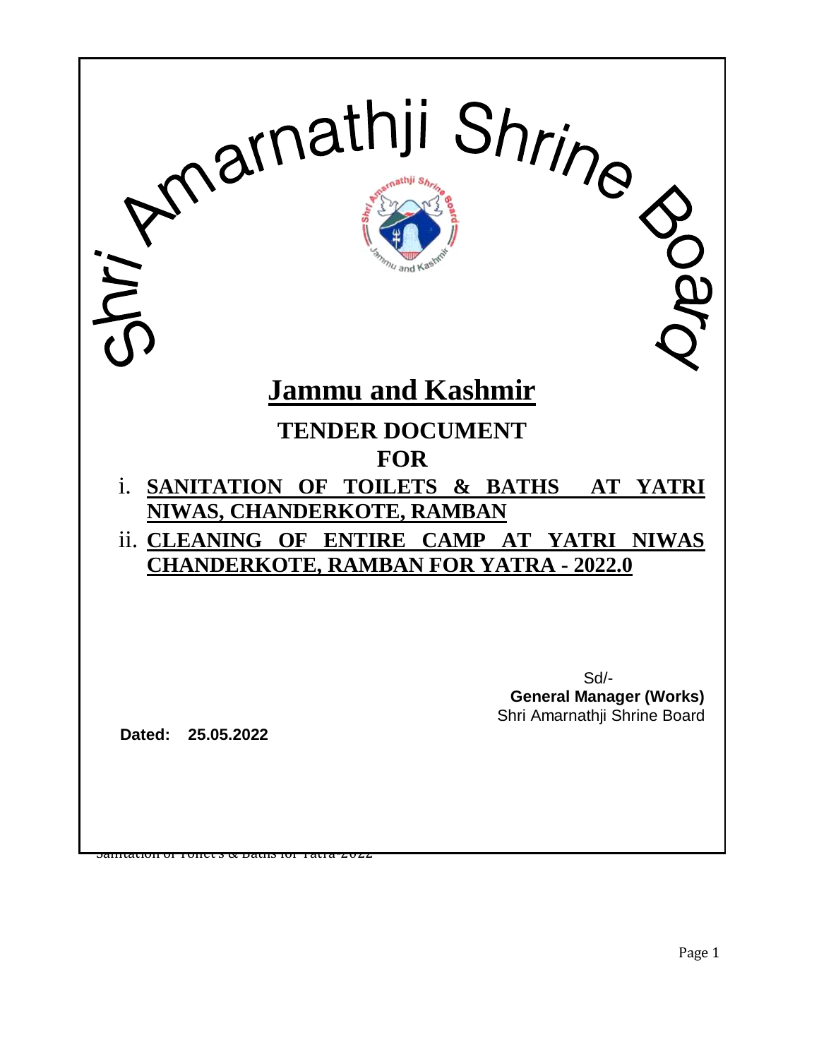# Shri Amarnathji Shrine Board

# Jammu and Kashmir

## TENDER DOCUMENT
## FOR

i. **SANITATION OF TOILETS & BATHS AT YATRI NIWAS, CHANDERKOTE, RAMBAN**

ii. **CLEANING OF ENTIRE CAMP AT YATRI NIWAS CHANDERKOTE, RAMBAN FOR YATRA - 2022.0**

Sd/-
**General Manager (Works)**
Shri Amarnathji Shrine Board

**Dated: 25.05.2022**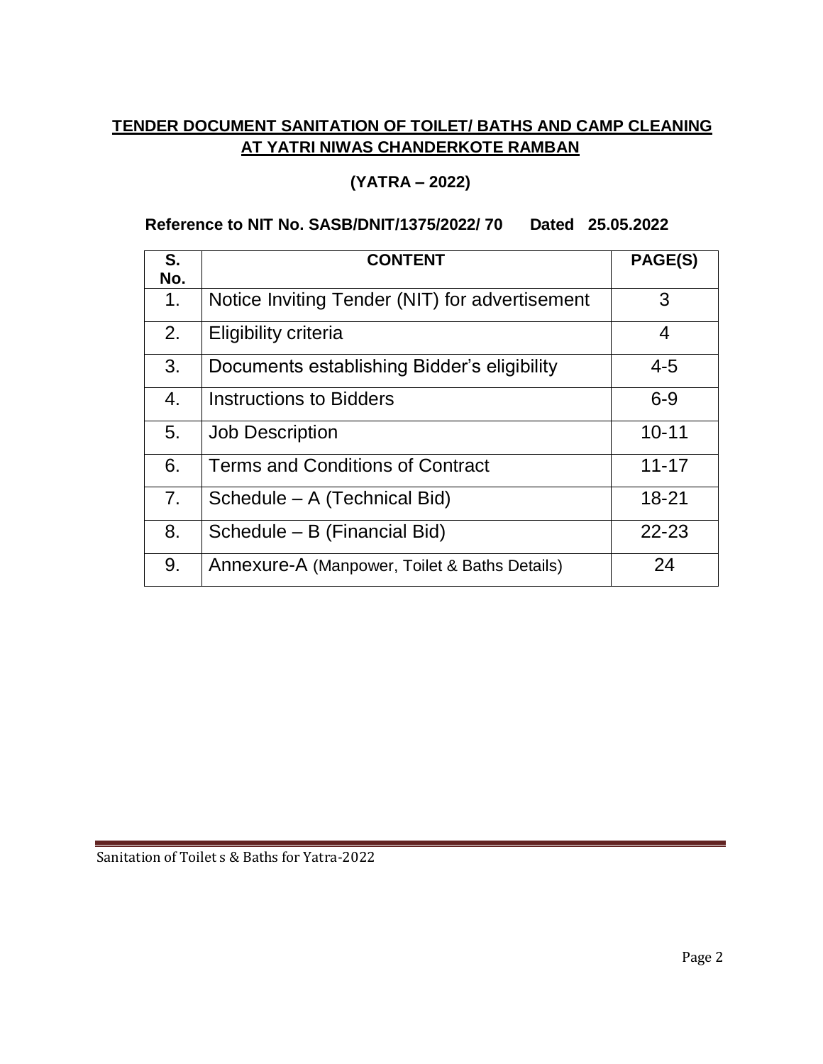## TENDER DOCUMENT SANITATION OF TOILET/ BATHS AND CAMP CLEANING AT YATRI NIWAS CHANDERKOTE RAMBAN

### (YATRA – 2022)

**Reference to NIT No. SASB/DNIT/1375/2022/ 70 Dated 25.05.2022**

| S. No. | CONTENT | PAGE(S) |
|---|---|---|
| 1. | Notice Inviting Tender (NIT) for advertisement | 3 |
| 2. | Eligibility criteria | 4 |
| 3. | Documents establishing Bidder's eligibility | 4-5 |
| 4. | Instructions to Bidders | 6-9 |
| 5. | Job Description | 10-11 |
| 6. | Terms and Conditions of Contract | 11-17 |
| 7. | Schedule – A (Technical Bid) | 18-21 |
| 8. | Schedule – B (Financial Bid) | 22-23 |
| 9. | Annexure-A (Manpower, Toilet & Baths Details) | 24 |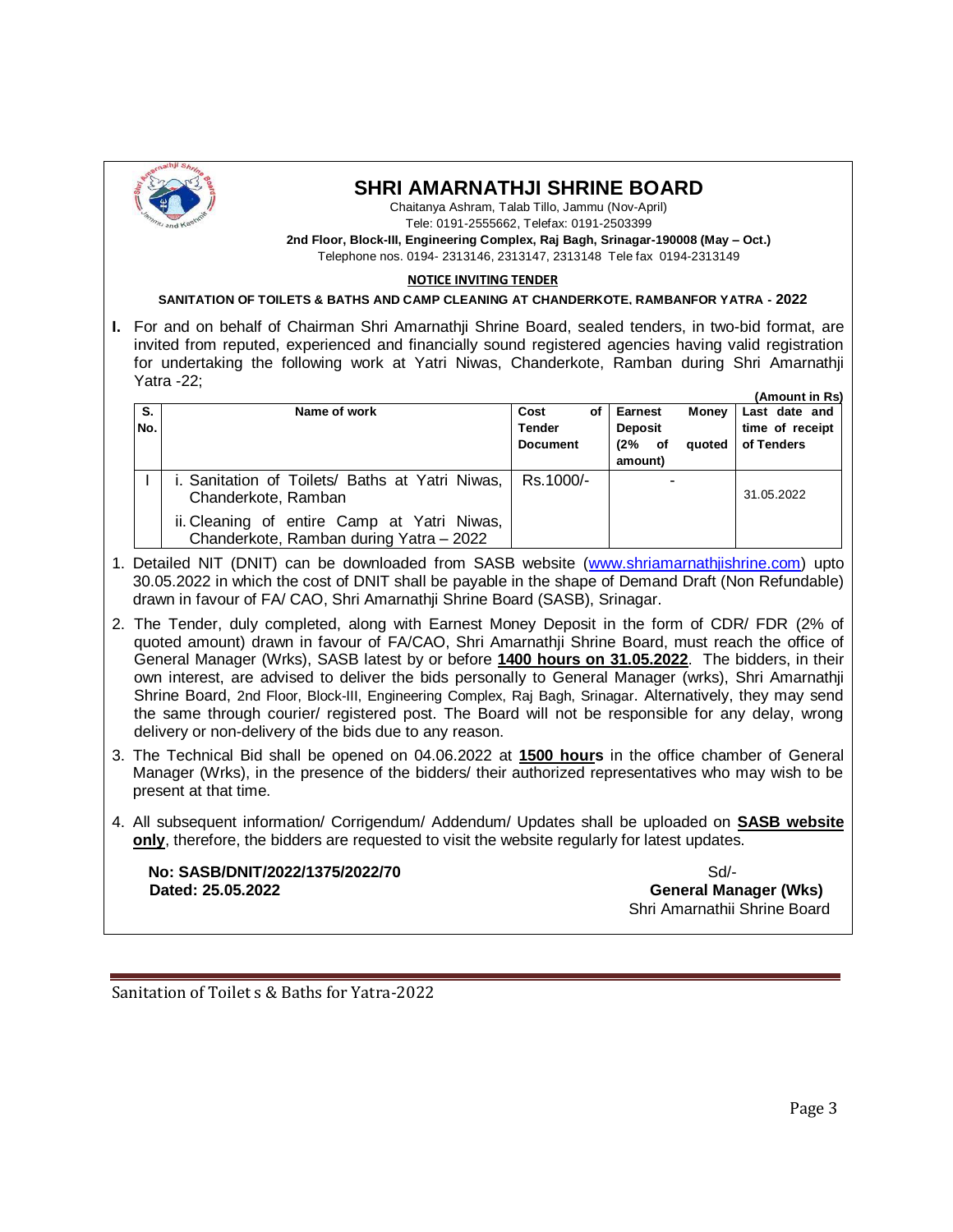# SHRI AMARNATHJI SHRINE BOARD

Chaitanya Ashram, Talab Tillo, Jammu (Nov-April)
Tele: 0191-2555662, Telefax: 0191-2503399
**2nd Floor, Block-III, Engineering Complex, Raj Bagh, Srinagar-190008 (May – Oct.)**
Telephone nos. 0194- 2313146, 2313147, 2313148 Tele fax 0194-2313149

**NOTICE INVITING TENDER**

**SANITATION OF TOILETS & BATHS AND CAMP CLEANING AT CHANDERKOTE, RAMBANFOR YATRA - 2022**

**I.** For and on behalf of Chairman Shri Amarnathji Shrine Board, sealed tenders, in two-bid format, are invited from reputed, experienced and financially sound registered agencies having valid registration for undertaking the following work at Yatri Niwas, Chanderkote, Ramban during Shri Amarnathji Yatra -22;

**(Amount in Rs)**

| S. No. | Name of work | Cost of Tender Document | Earnest Money Deposit (2% of quoted amount) | Last date and time of receipt of Tenders |
|---|---|---|---|---|
| I | i. Sanitation of Toilets/ Baths at Yatri Niwas, Chanderkote, Ramban<br>ii. Cleaning of entire Camp at Yatri Niwas, Chanderkote, Ramban during Yatra – 2022 | Rs.1000/- | - | 31.05.2022 |

1. Detailed NIT (DNIT) can be downloaded from SASB website (www.shriamarnathjishrine.com) upto 30.05.2022 in which the cost of DNIT shall be payable in the shape of Demand Draft (Non Refundable) drawn in favour of FA/ CAO, Shri Amarnathji Shrine Board (SASB), Srinagar.
2. The Tender, duly completed, along with Earnest Money Deposit in the form of CDR/ FDR (2% of quoted amount) drawn in favour of FA/CAO, Shri Amarnathji Shrine Board, must reach the office of General Manager (Wrks), SASB latest by or before **1400 hours on 31.05.2022**. The bidders, in their own interest, are advised to deliver the bids personally to General Manager (wrks), Shri Amarnathji Shrine Board, 2nd Floor, Block-III, Engineering Complex, Raj Bagh, Srinagar. Alternatively, they may send the same through courier/ registered post. The Board will not be responsible for any delay, wrong delivery or non-delivery of the bids due to any reason.
3. The Technical Bid shall be opened on 04.06.2022 at **1500 hours** in the office chamber of General Manager (Wrks), in the presence of the bidders/ their authorized representatives who may wish to be present at that time.
4. All subsequent information/ Corrigendum/ Addendum/ Updates shall be uploaded on **SASB website only**, therefore, the bidders are requested to visit the website regularly for latest updates.

**No: SASB/DNIT/2022/1375/2022/70**
**Dated: 25.05.2022**

Sd/-
**General Manager (Wks)**
Shri Amarnathii Shrine Board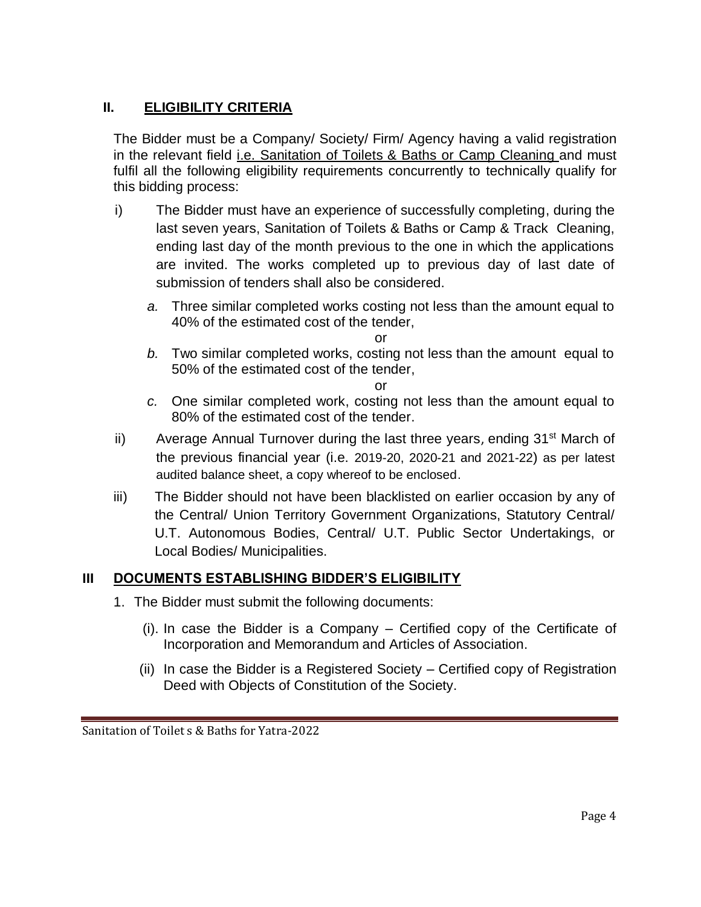## II. ELIGIBILITY CRITERIA

The Bidder must be a Company/ Society/ Firm/ Agency having a valid registration in the relevant field i.e. Sanitation of Toilets & Baths or Camp Cleaning and must fulfil all the following eligibility requirements concurrently to technically qualify for this bidding process:

i) The Bidder must have an experience of successfully completing, during the last seven years, Sanitation of Toilets & Baths or Camp & Track Cleaning, ending last day of the month previous to the one in which the applications are invited. The works completed up to previous day of last date of submission of tenders shall also be considered.

   *a.* Three similar completed works costing not less than the amount equal to 40% of the estimated cost of the tender,

   or

   *b.* Two similar completed works, costing not less than the amount equal to 50% of the estimated cost of the tender,

   or

   *c.* One similar completed work, costing not less than the amount equal to 80% of the estimated cost of the tender.

ii) Average Annual Turnover during the last three years, ending 31st March of the previous financial year (i.e. 2019-20, 2020-21 and 2021-22) as per latest audited balance sheet, a copy whereof to be enclosed.

iii) The Bidder should not have been blacklisted on earlier occasion by any of the Central/ Union Territory Government Organizations, Statutory Central/ U.T. Autonomous Bodies, Central/ U.T. Public Sector Undertakings, or Local Bodies/ Municipalities.

## III DOCUMENTS ESTABLISHING BIDDER'S ELIGIBILITY

1. The Bidder must submit the following documents:

   (i). In case the Bidder is a Company – Certified copy of the Certificate of Incorporation and Memorandum and Articles of Association.

   (ii) In case the Bidder is a Registered Society – Certified copy of Registration Deed with Objects of Constitution of the Society.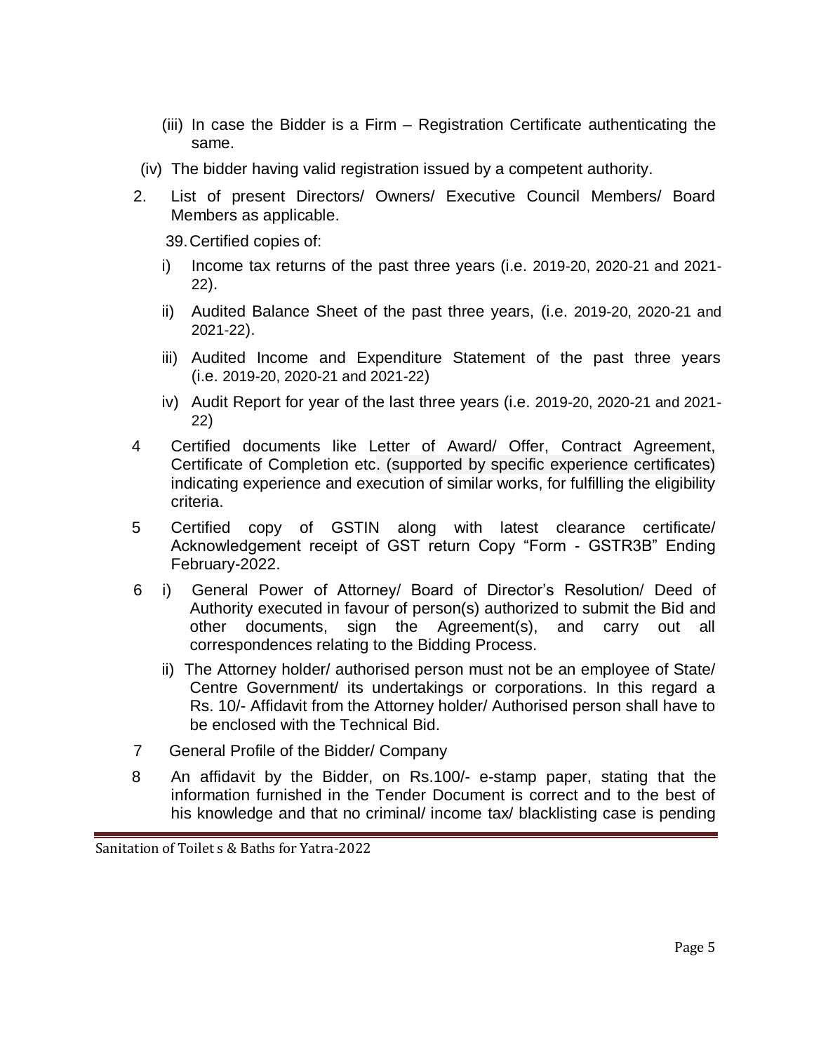(iii) In case the Bidder is a Firm – Registration Certificate authenticating the same.

(iv) The bidder having valid registration issued by a competent authority.

2. List of present Directors/ Owners/ Executive Council Members/ Board Members as applicable.

39. Certified copies of:

   i) Income tax returns of the past three years (i.e. 2019-20, 2020-21 and 2021-22).

   ii) Audited Balance Sheet of the past three years, (i.e. 2019-20, 2020-21 and 2021-22).

   iii) Audited Income and Expenditure Statement of the past three years (i.e. 2019-20, 2020-21 and 2021-22)

   iv) Audit Report for year of the last three years (i.e. 2019-20, 2020-21 and 2021-22)

4 Certified documents like Letter of Award/ Offer, Contract Agreement, Certificate of Completion etc. (supported by specific experience certificates) indicating experience and execution of similar works, for fulfilling the eligibility criteria.

5 Certified copy of GSTIN along with latest clearance certificate/ Acknowledgement receipt of GST return Copy "Form - GSTR3B" Ending February-2022.

6 i) General Power of Attorney/ Board of Director's Resolution/ Deed of Authority executed in favour of person(s) authorized to submit the Bid and other documents, sign the Agreement(s), and carry out all correspondences relating to the Bidding Process.

   ii) The Attorney holder/ authorised person must not be an employee of State/ Centre Government/ its undertakings or corporations. In this regard a Rs. 10/- Affidavit from the Attorney holder/ Authorised person shall have to be enclosed with the Technical Bid.

7 General Profile of the Bidder/ Company

8 An affidavit by the Bidder, on Rs.100/- e-stamp paper, stating that the information furnished in the Tender Document is correct and to the best of his knowledge and that no criminal/ income tax/ blacklisting case is pending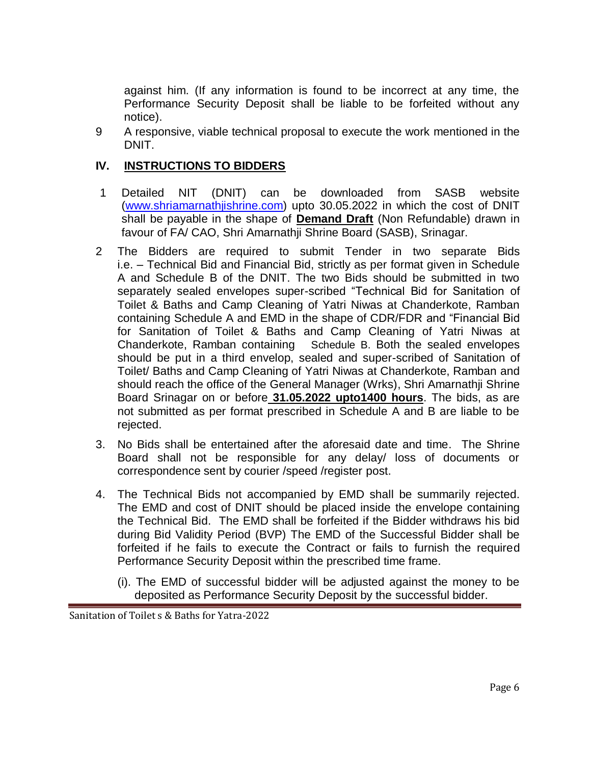against him. (If any information is found to be incorrect at any time, the Performance Security Deposit shall be liable to be forfeited without any notice).

9 A responsive, viable technical proposal to execute the work mentioned in the DNIT.

## IV. INSTRUCTIONS TO BIDDERS

1 Detailed NIT (DNIT) can be downloaded from SASB website (www.shriamarnathjishrine.com) upto 30.05.2022 in which the cost of DNIT shall be payable in the shape of **Demand Draft** (Non Refundable) drawn in favour of FA/ CAO, Shri Amarnathji Shrine Board (SASB), Srinagar.

2 The Bidders are required to submit Tender in two separate Bids i.e. – Technical Bid and Financial Bid, strictly as per format given in Schedule A and Schedule B of the DNIT. The two Bids should be submitted in two separately sealed envelopes super-scribed "Technical Bid for Sanitation of Toilet & Baths and Camp Cleaning of Yatri Niwas at Chanderkote, Ramban containing Schedule A and EMD in the shape of CDR/FDR and "Financial Bid for Sanitation of Toilet & Baths and Camp Cleaning of Yatri Niwas at Chanderkote, Ramban containing Schedule B. Both the sealed envelopes should be put in a third envelop, sealed and super-scribed of Sanitation of Toilet/ Baths and Camp Cleaning of Yatri Niwas at Chanderkote, Ramban and should reach the office of the General Manager (Wrks), Shri Amarnathji Shrine Board Srinagar on or before **31.05.2022 upto1400 hours**. The bids, as are not submitted as per format prescribed in Schedule A and B are liable to be rejected.

3. No Bids shall be entertained after the aforesaid date and time. The Shrine Board shall not be responsible for any delay/ loss of documents or correspondence sent by courier /speed /register post.

4. The Technical Bids not accompanied by EMD shall be summarily rejected. The EMD and cost of DNIT should be placed inside the envelope containing the Technical Bid. The EMD shall be forfeited if the Bidder withdraws his bid during Bid Validity Period (BVP) The EMD of the Successful Bidder shall be forfeited if he fails to execute the Contract or fails to furnish the required Performance Security Deposit within the prescribed time frame.

   (i). The EMD of successful bidder will be adjusted against the money to be deposited as Performance Security Deposit by the successful bidder.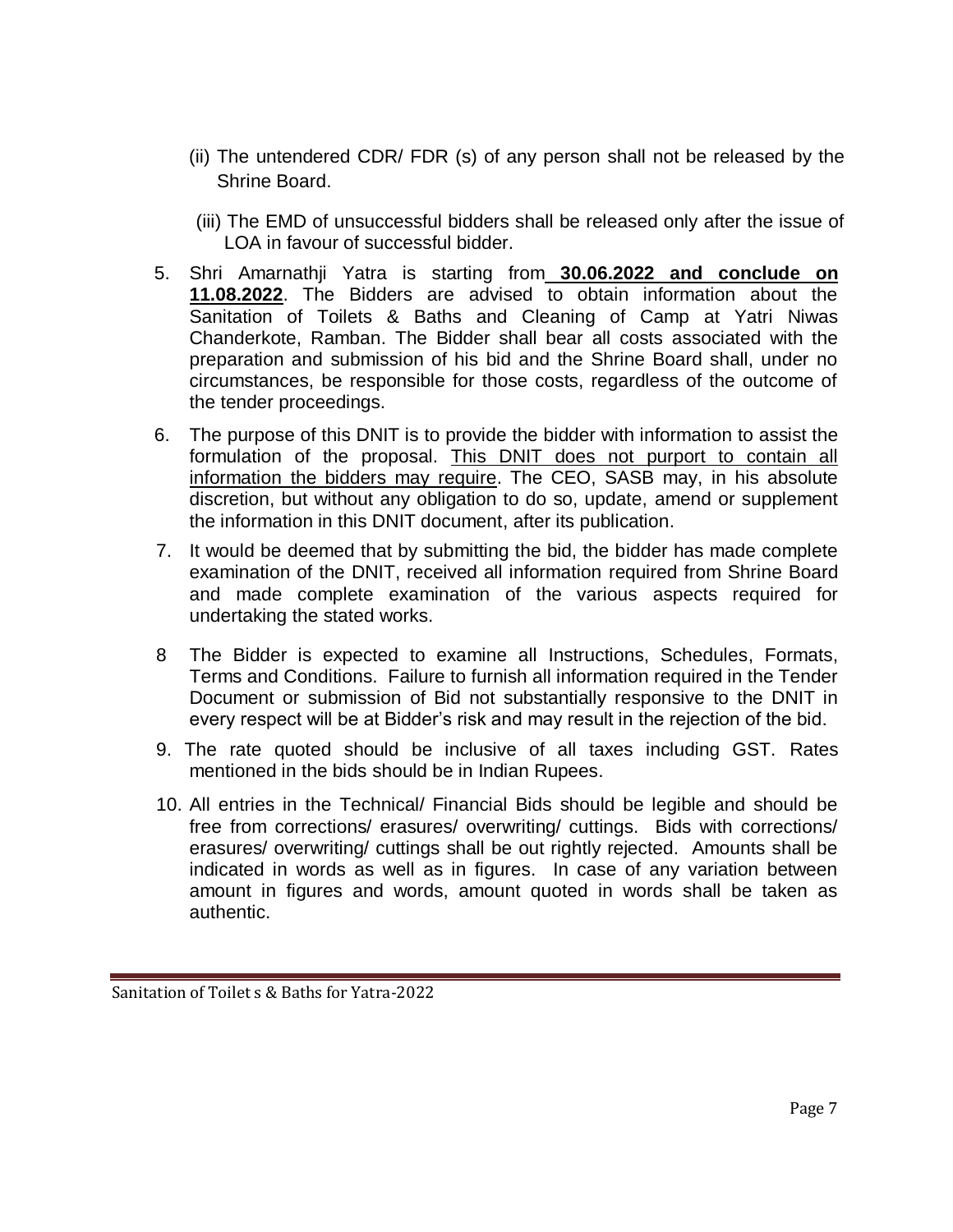(ii) The untendered CDR/ FDR (s) of any person shall not be released by the Shrine Board.

(iii) The EMD of unsuccessful bidders shall be released only after the issue of LOA in favour of successful bidder.

5. Shri Amarnathji Yatra is starting from **30.06.2022 and conclude on 11.08.2022**. The Bidders are advised to obtain information about the Sanitation of Toilets & Baths and Cleaning of Camp at Yatri Niwas Chanderkote, Ramban. The Bidder shall bear all costs associated with the preparation and submission of his bid and the Shrine Board shall, under no circumstances, be responsible for those costs, regardless of the outcome of the tender proceedings.

6. The purpose of this DNIT is to provide the bidder with information to assist the formulation of the proposal. This DNIT does not purport to contain all information the bidders may require. The CEO, SASB may, in his absolute discretion, but without any obligation to do so, update, amend or supplement the information in this DNIT document, after its publication.

7. It would be deemed that by submitting the bid, the bidder has made complete examination of the DNIT, received all information required from Shrine Board and made complete examination of the various aspects required for undertaking the stated works.

8 The Bidder is expected to examine all Instructions, Schedules, Formats, Terms and Conditions. Failure to furnish all information required in the Tender Document or submission of Bid not substantially responsive to the DNIT in every respect will be at Bidder's risk and may result in the rejection of the bid.

9. The rate quoted should be inclusive of all taxes including GST. Rates mentioned in the bids should be in Indian Rupees.

10. All entries in the Technical/ Financial Bids should be legible and should be free from corrections/ erasures/ overwriting/ cuttings. Bids with corrections/ erasures/ overwriting/ cuttings shall be out rightly rejected. Amounts shall be indicated in words as well as in figures. In case of any variation between amount in figures and words, amount quoted in words shall be taken as authentic.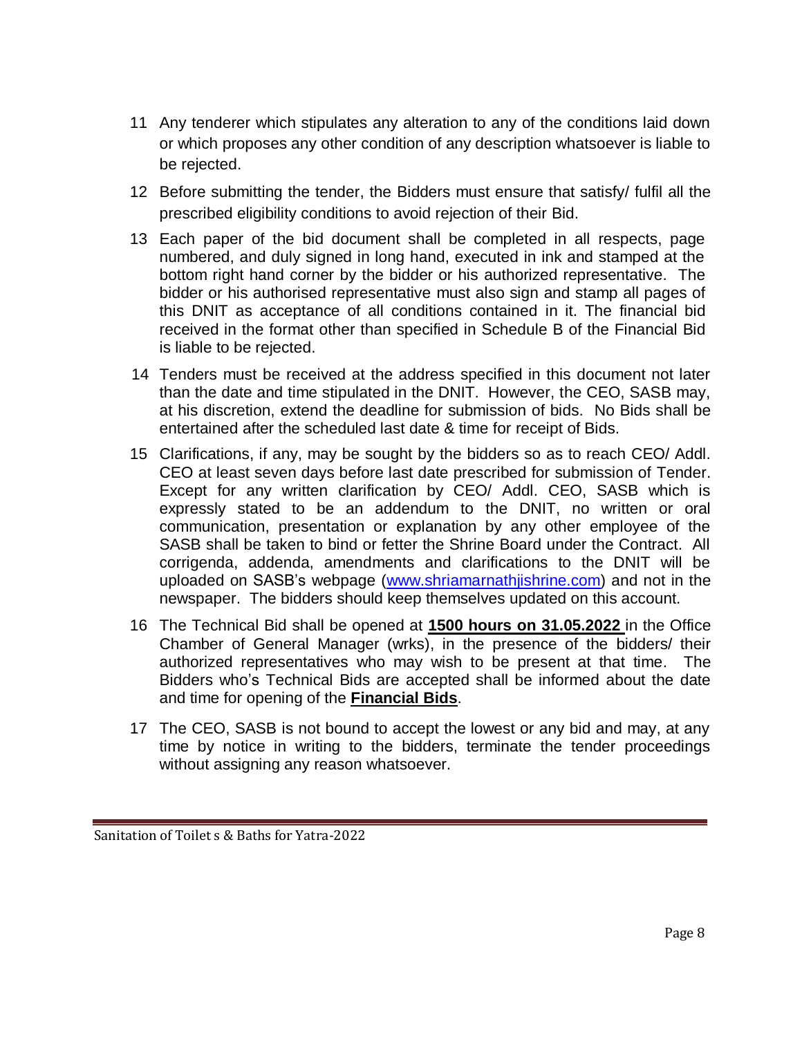11. Any tenderer which stipulates any alteration to any of the conditions laid down or which proposes any other condition of any description whatsoever is liable to be rejected.

12. Before submitting the tender, the Bidders must ensure that satisfy/ fulfil all the prescribed eligibility conditions to avoid rejection of their Bid.

13. Each paper of the bid document shall be completed in all respects, page numbered, and duly signed in long hand, executed in ink and stamped at the bottom right hand corner by the bidder or his authorized representative. The bidder or his authorised representative must also sign and stamp all pages of this DNIT as acceptance of all conditions contained in it. The financial bid received in the format other than specified in Schedule B of the Financial Bid is liable to be rejected.

14. Tenders must be received at the address specified in this document not later than the date and time stipulated in the DNIT. However, the CEO, SASB may, at his discretion, extend the deadline for submission of bids. No Bids shall be entertained after the scheduled last date & time for receipt of Bids.

15. Clarifications, if any, may be sought by the bidders so as to reach CEO/ Addl. CEO at least seven days before last date prescribed for submission of Tender. Except for any written clarification by CEO/ Addl. CEO, SASB which is expressly stated to be an addendum to the DNIT, no written or oral communication, presentation or explanation by any other employee of the SASB shall be taken to bind or fetter the Shrine Board under the Contract. All corrigenda, addenda, amendments and clarifications to the DNIT will be uploaded on SASB's webpage (www.shriamarnathjishrine.com) and not in the newspaper. The bidders should keep themselves updated on this account.

16. The Technical Bid shall be opened at **1500 hours on 31.05.2022** in the Office Chamber of General Manager (wrks), in the presence of the bidders/ their authorized representatives who may wish to be present at that time. The Bidders who's Technical Bids are accepted shall be informed about the date and time for opening of the **Financial Bids**.

17. The CEO, SASB is not bound to accept the lowest or any bid and may, at any time by notice in writing to the bidders, terminate the tender proceedings without assigning any reason whatsoever.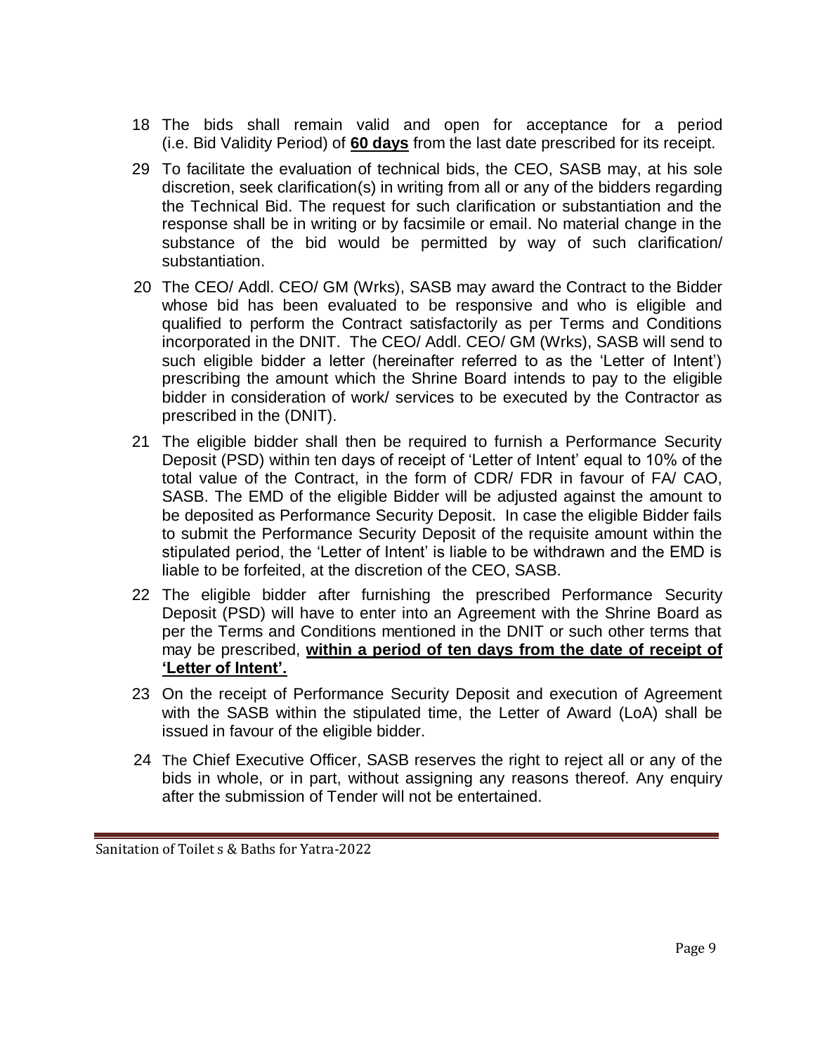18 The bids shall remain valid and open for acceptance for a period (i.e. Bid Validity Period) of **60 days** from the last date prescribed for its receipt.

29 To facilitate the evaluation of technical bids, the CEO, SASB may, at his sole discretion, seek clarification(s) in writing from all or any of the bidders regarding the Technical Bid. The request for such clarification or substantiation and the response shall be in writing or by facsimile or email. No material change in the substance of the bid would be permitted by way of such clarification/ substantiation.

20 The CEO/ Addl. CEO/ GM (Wrks), SASB may award the Contract to the Bidder whose bid has been evaluated to be responsive and who is eligible and qualified to perform the Contract satisfactorily as per Terms and Conditions incorporated in the DNIT. The CEO/ Addl. CEO/ GM (Wrks), SASB will send to such eligible bidder a letter (hereinafter referred to as the 'Letter of Intent') prescribing the amount which the Shrine Board intends to pay to the eligible bidder in consideration of work/ services to be executed by the Contractor as prescribed in the (DNIT).

21 The eligible bidder shall then be required to furnish a Performance Security Deposit (PSD) within ten days of receipt of 'Letter of Intent' equal to 10% of the total value of the Contract, in the form of CDR/ FDR in favour of FA/ CAO, SASB. The EMD of the eligible Bidder will be adjusted against the amount to be deposited as Performance Security Deposit. In case the eligible Bidder fails to submit the Performance Security Deposit of the requisite amount within the stipulated period, the 'Letter of Intent' is liable to be withdrawn and the EMD is liable to be forfeited, at the discretion of the CEO, SASB.

22 The eligible bidder after furnishing the prescribed Performance Security Deposit (PSD) will have to enter into an Agreement with the Shrine Board as per the Terms and Conditions mentioned in the DNIT or such other terms that may be prescribed, **within a period of ten days from the date of receipt of 'Letter of Intent'.**

23 On the receipt of Performance Security Deposit and execution of Agreement with the SASB within the stipulated time, the Letter of Award (LoA) shall be issued in favour of the eligible bidder.

24 The Chief Executive Officer, SASB reserves the right to reject all or any of the bids in whole, or in part, without assigning any reasons thereof. Any enquiry after the submission of Tender will not be entertained.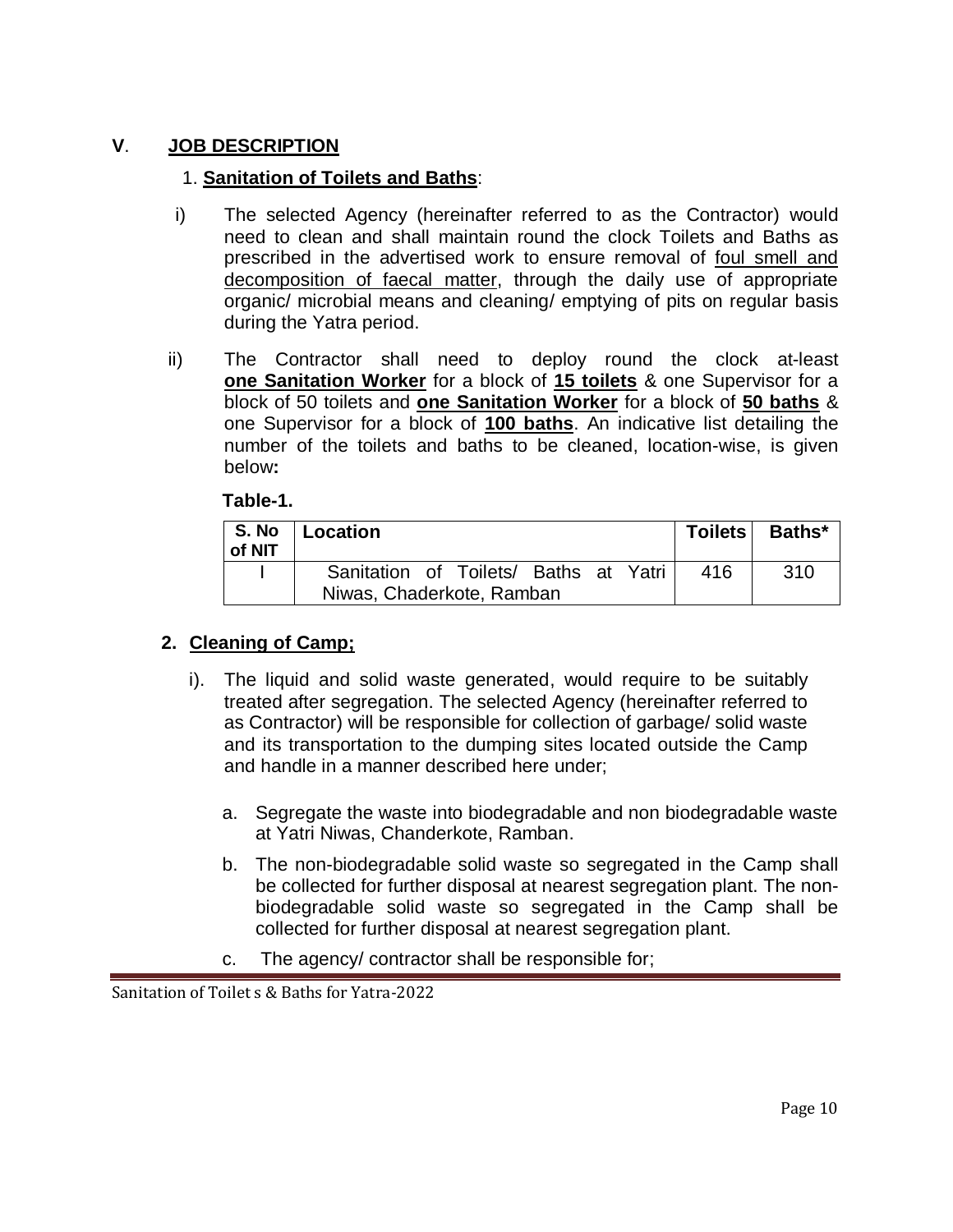## **V**. **JOB DESCRIPTION**

### 1. **Sanitation of Toilets and Baths**:

i) The selected Agency (hereinafter referred to as the Contractor) would need to clean and shall maintain round the clock Toilets and Baths as prescribed in the advertised work to ensure removal of foul smell and decomposition of faecal matter, through the daily use of appropriate organic/ microbial means and cleaning/ emptying of pits on regular basis during the Yatra period.

ii) The Contractor shall need to deploy round the clock at-least **one Sanitation Worker** for a block of **15 toilets** & one Supervisor for a block of 50 toilets and **one Sanitation Worker** for a block of **50 baths** & one Supervisor for a block of **100 baths**. An indicative list detailing the number of the toilets and baths to be cleaned, location-wise, is given below**:**

**Table-1.**

| S. No of NIT | Location | Toilets | Baths* |
|---|---|---|---|
| I | Sanitation of Toilets/ Baths at Yatri Niwas, Chaderkote, Ramban | 416 | 310 |

### 2. **Cleaning of Camp;**

i). The liquid and solid waste generated, would require to be suitably treated after segregation. The selected Agency (hereinafter referred to as Contractor) will be responsible for collection of garbage/ solid waste and its transportation to the dumping sites located outside the Camp and handle in a manner described here under;

a. Segregate the waste into biodegradable and non biodegradable waste at Yatri Niwas, Chanderkote, Ramban.

b. The non-biodegradable solid waste so segregated in the Camp shall be collected for further disposal at nearest segregation plant. The non-biodegradable solid waste so segregated in the Camp shall be collected for further disposal at nearest segregation plant.

c. The agency/ contractor shall be responsible for;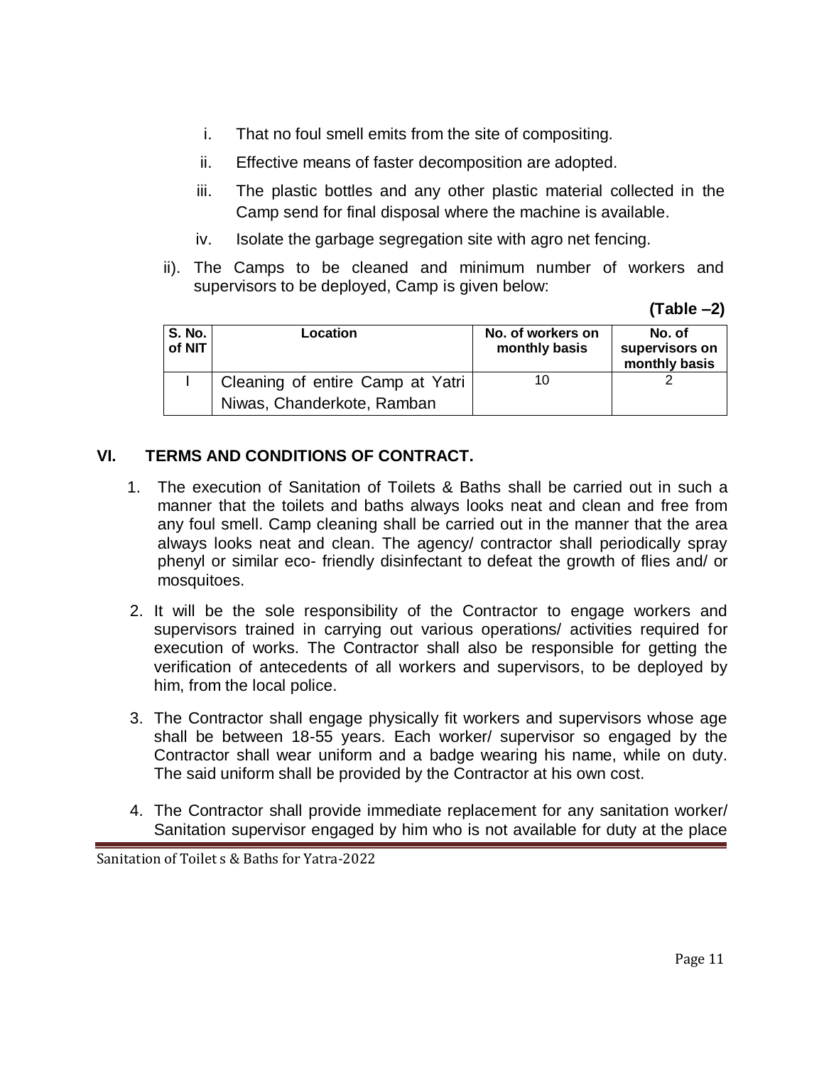i. That no foul smell emits from the site of compositing.

ii. Effective means of faster decomposition are adopted.

iii. The plastic bottles and any other plastic material collected in the Camp send for final disposal where the machine is available.

iv. Isolate the garbage segregation site with agro net fencing.

ii). The Camps to be cleaned and minimum number of workers and supervisors to be deployed, Camp is given below:

**(Table –2)**

| S. No. of NIT | Location | No. of workers on monthly basis | No. of supervisors on monthly basis |
|---|---|---|---|
| I | Cleaning of entire Camp at Yatri Niwas, Chanderkote, Ramban | 10 | 2 |

## VI. TERMS AND CONDITIONS OF CONTRACT.

1. The execution of Sanitation of Toilets & Baths shall be carried out in such a manner that the toilets and baths always looks neat and clean and free from any foul smell. Camp cleaning shall be carried out in the manner that the area always looks neat and clean. The agency/ contractor shall periodically spray phenyl or similar eco- friendly disinfectant to defeat the growth of flies and/ or mosquitoes.

2. It will be the sole responsibility of the Contractor to engage workers and supervisors trained in carrying out various operations/ activities required for execution of works. The Contractor shall also be responsible for getting the verification of antecedents of all workers and supervisors, to be deployed by him, from the local police.

3. The Contractor shall engage physically fit workers and supervisors whose age shall be between 18-55 years. Each worker/ supervisor so engaged by the Contractor shall wear uniform and a badge wearing his name, while on duty. The said uniform shall be provided by the Contractor at his own cost.

4. The Contractor shall provide immediate replacement for any sanitation worker/ Sanitation supervisor engaged by him who is not available for duty at the place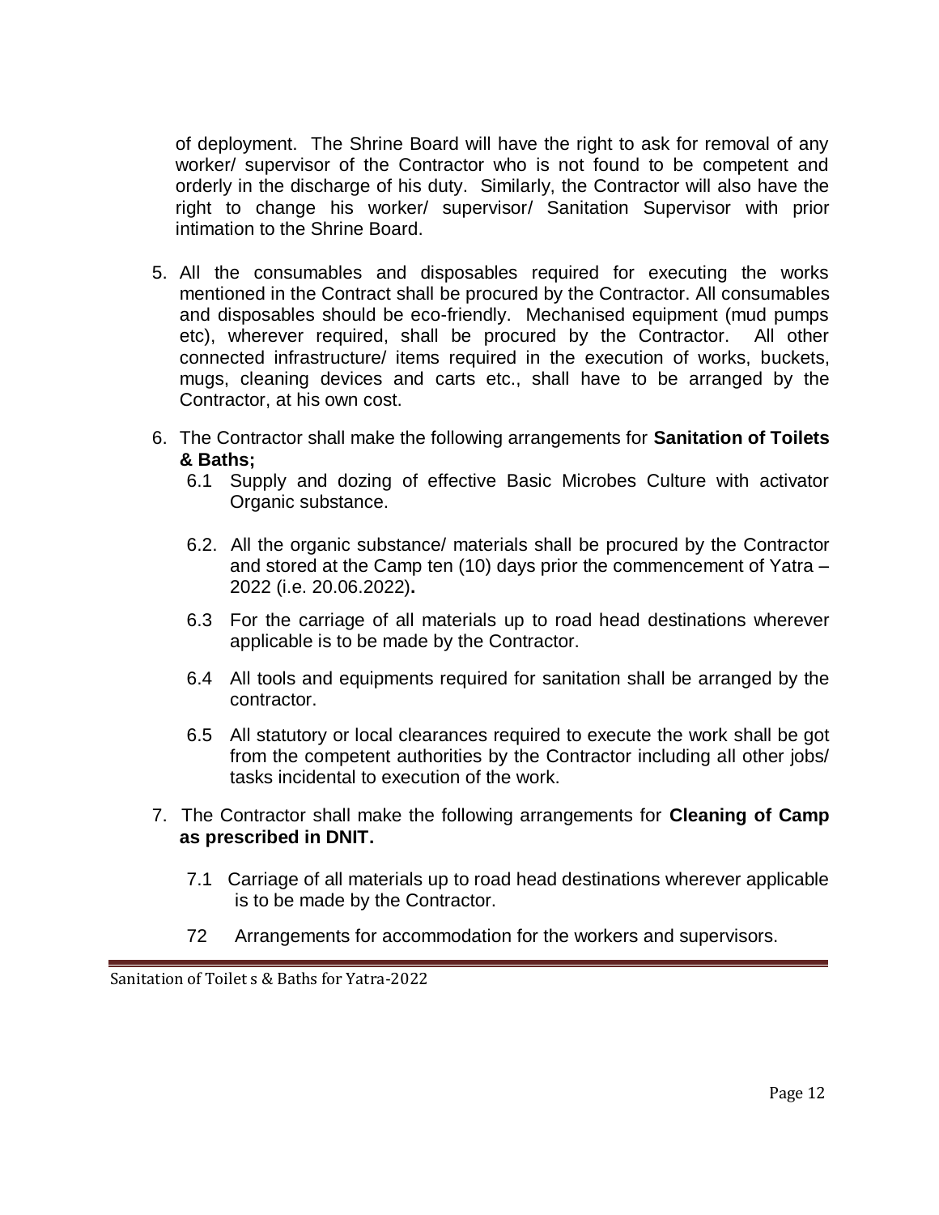of deployment. The Shrine Board will have the right to ask for removal of any worker/ supervisor of the Contractor who is not found to be competent and orderly in the discharge of his duty. Similarly, the Contractor will also have the right to change his worker/ supervisor/ Sanitation Supervisor with prior intimation to the Shrine Board.

5. All the consumables and disposables required for executing the works mentioned in the Contract shall be procured by the Contractor. All consumables and disposables should be eco-friendly. Mechanised equipment (mud pumps etc), wherever required, shall be procured by the Contractor. All other connected infrastructure/ items required in the execution of works, buckets, mugs, cleaning devices and carts etc., shall have to be arranged by the Contractor, at his own cost.

6. The Contractor shall make the following arrangements for **Sanitation of Toilets & Baths;**
   - 6.1 Supply and dozing of effective Basic Microbes Culture with activator Organic substance.
   - 6.2. All the organic substance/ materials shall be procured by the Contractor and stored at the Camp ten (10) days prior the commencement of Yatra – 2022 (i.e. 20.06.2022)**.**
   - 6.3 For the carriage of all materials up to road head destinations wherever applicable is to be made by the Contractor.
   - 6.4 All tools and equipments required for sanitation shall be arranged by the contractor.
   - 6.5 All statutory or local clearances required to execute the work shall be got from the competent authorities by the Contractor including all other jobs/ tasks incidental to execution of the work.

7. The Contractor shall make the following arrangements for **Cleaning of Camp as prescribed in DNIT.**
   - 7.1 Carriage of all materials up to road head destinations wherever applicable is to be made by the Contractor.
   - 72 Arrangements for accommodation for the workers and supervisors.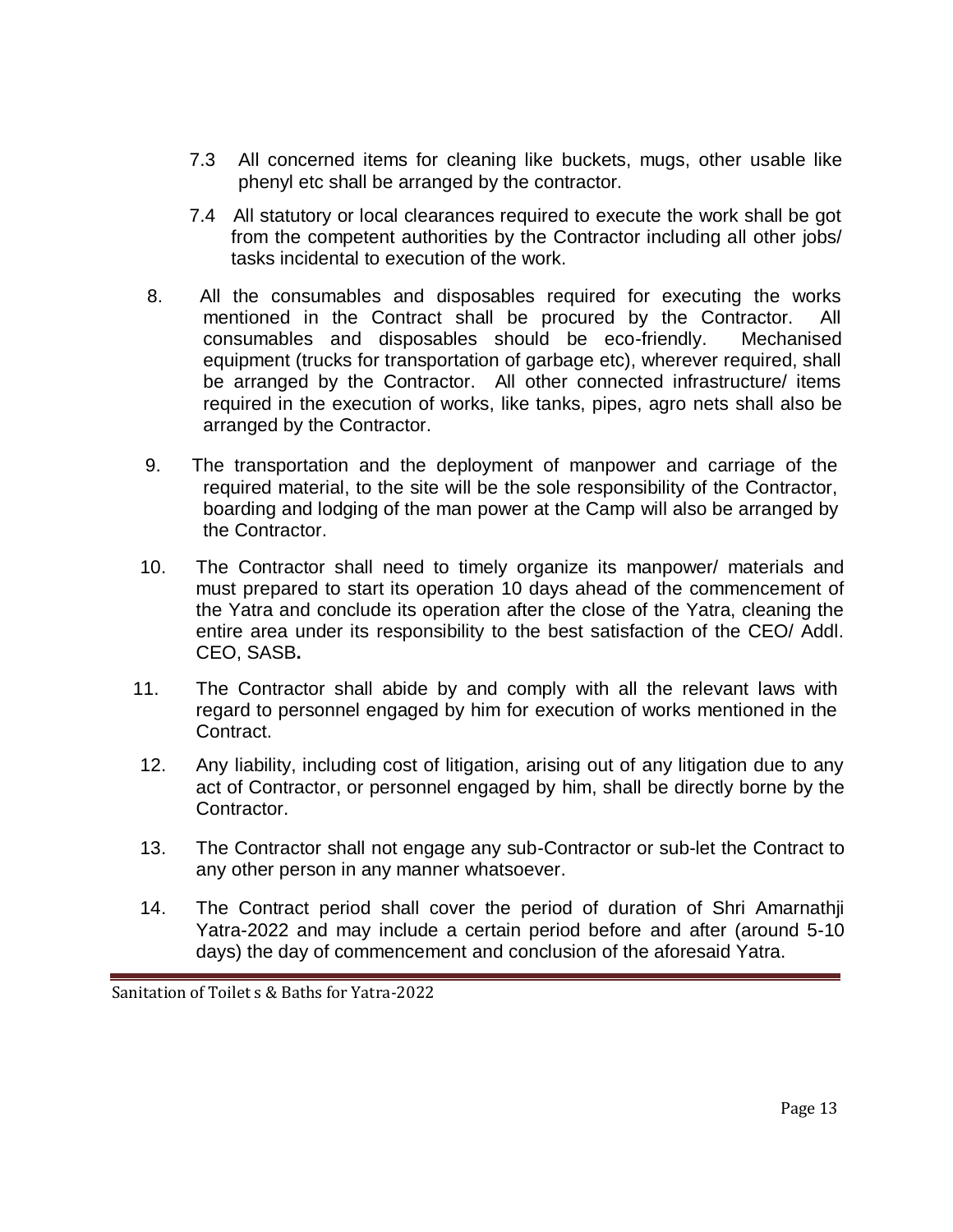7.3 All concerned items for cleaning like buckets, mugs, other usable like phenyl etc shall be arranged by the contractor.

7.4 All statutory or local clearances required to execute the work shall be got from the competent authorities by the Contractor including all other jobs/ tasks incidental to execution of the work.

8. All the consumables and disposables required for executing the works mentioned in the Contract shall be procured by the Contractor. All consumables and disposables should be eco-friendly. Mechanised equipment (trucks for transportation of garbage etc), wherever required, shall be arranged by the Contractor. All other connected infrastructure/ items required in the execution of works, like tanks, pipes, agro nets shall also be arranged by the Contractor.

9. The transportation and the deployment of manpower and carriage of the required material, to the site will be the sole responsibility of the Contractor, boarding and lodging of the man power at the Camp will also be arranged by the Contractor.

10. The Contractor shall need to timely organize its manpower/ materials and must prepared to start its operation 10 days ahead of the commencement of the Yatra and conclude its operation after the close of the Yatra, cleaning the entire area under its responsibility to the best satisfaction of the CEO/ Addl. CEO, SASB**.**

11. The Contractor shall abide by and comply with all the relevant laws with regard to personnel engaged by him for execution of works mentioned in the Contract.

12. Any liability, including cost of litigation, arising out of any litigation due to any act of Contractor, or personnel engaged by him, shall be directly borne by the Contractor.

13. The Contractor shall not engage any sub-Contractor or sub-let the Contract to any other person in any manner whatsoever.

14. The Contract period shall cover the period of duration of Shri Amarnathji Yatra-2022 and may include a certain period before and after (around 5-10 days) the day of commencement and conclusion of the aforesaid Yatra.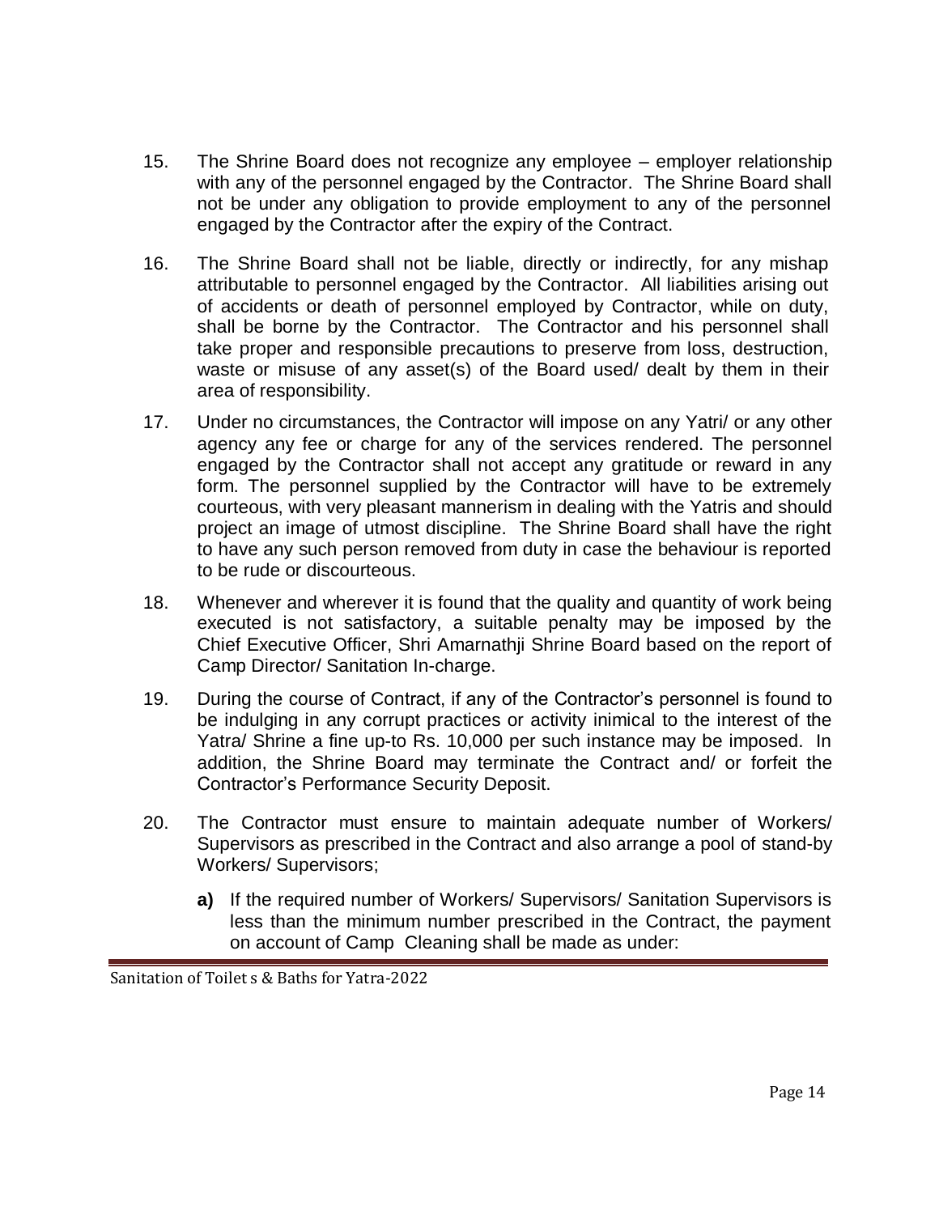15. The Shrine Board does not recognize any employee – employer relationship with any of the personnel engaged by the Contractor. The Shrine Board shall not be under any obligation to provide employment to any of the personnel engaged by the Contractor after the expiry of the Contract.

16. The Shrine Board shall not be liable, directly or indirectly, for any mishap attributable to personnel engaged by the Contractor. All liabilities arising out of accidents or death of personnel employed by Contractor, while on duty, shall be borne by the Contractor. The Contractor and his personnel shall take proper and responsible precautions to preserve from loss, destruction, waste or misuse of any asset(s) of the Board used/ dealt by them in their area of responsibility.

17. Under no circumstances, the Contractor will impose on any Yatri/ or any other agency any fee or charge for any of the services rendered. The personnel engaged by the Contractor shall not accept any gratitude or reward in any form. The personnel supplied by the Contractor will have to be extremely courteous, with very pleasant mannerism in dealing with the Yatris and should project an image of utmost discipline. The Shrine Board shall have the right to have any such person removed from duty in case the behaviour is reported to be rude or discourteous.

18. Whenever and wherever it is found that the quality and quantity of work being executed is not satisfactory, a suitable penalty may be imposed by the Chief Executive Officer, Shri Amarnathji Shrine Board based on the report of Camp Director/ Sanitation In-charge.

19. During the course of Contract, if any of the Contractor's personnel is found to be indulging in any corrupt practices or activity inimical to the interest of the Yatra/ Shrine a fine up-to Rs. 10,000 per such instance may be imposed. In addition, the Shrine Board may terminate the Contract and/ or forfeit the Contractor's Performance Security Deposit.

20. The Contractor must ensure to maintain adequate number of Workers/ Supervisors as prescribed in the Contract and also arrange a pool of stand-by Workers/ Supervisors;

    **a)** If the required number of Workers/ Supervisors/ Sanitation Supervisors is less than the minimum number prescribed in the Contract, the payment on account of Camp Cleaning shall be made as under: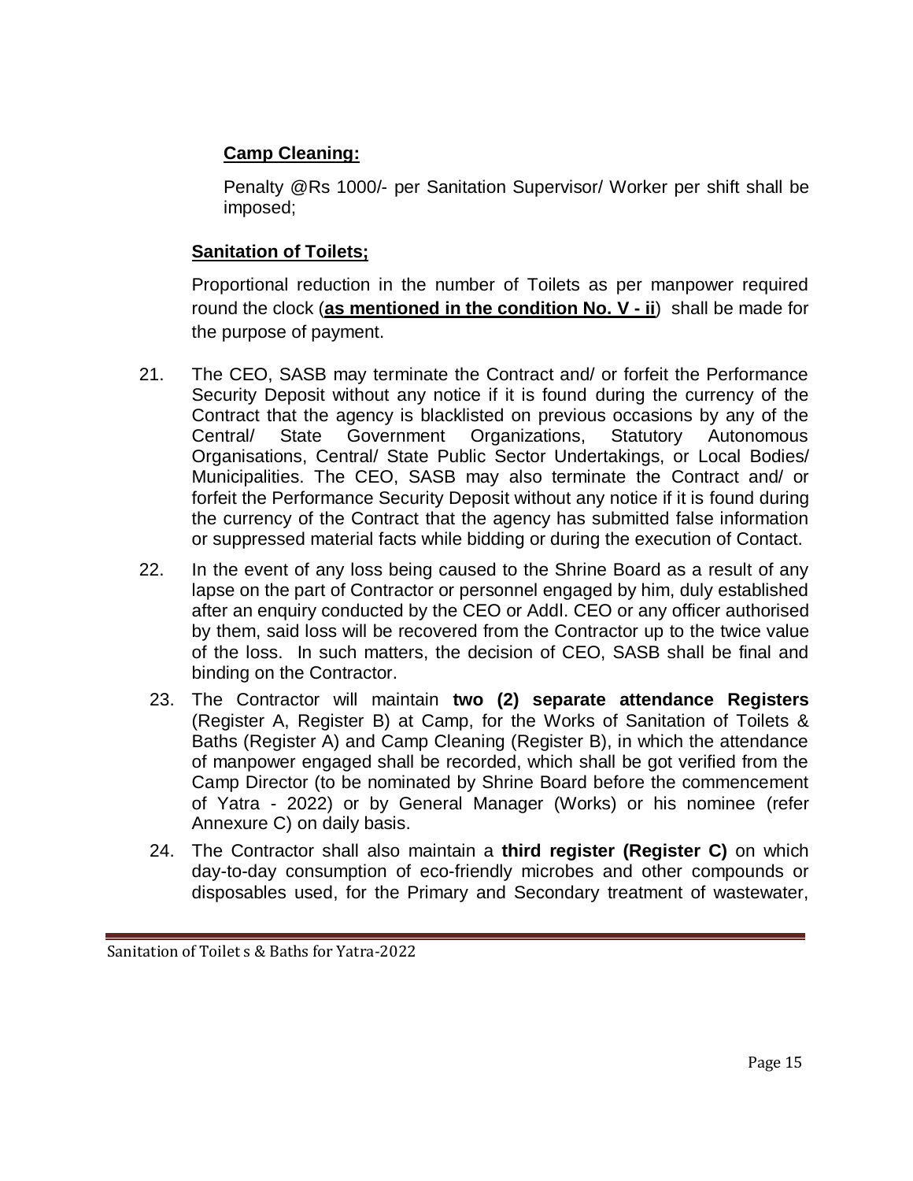**Camp Cleaning:**

Penalty @Rs 1000/- per Sanitation Supervisor/ Worker per shift shall be imposed;

**Sanitation of Toilets;**

Proportional reduction in the number of Toilets as per manpower required round the clock (**as mentioned in the condition No. V - ii**) shall be made for the purpose of payment.

21. The CEO, SASB may terminate the Contract and/ or forfeit the Performance Security Deposit without any notice if it is found during the currency of the Contract that the agency is blacklisted on previous occasions by any of the Central/ State Government Organizations, Statutory Autonomous Organisations, Central/ State Public Sector Undertakings, or Local Bodies/ Municipalities. The CEO, SASB may also terminate the Contract and/ or forfeit the Performance Security Deposit without any notice if it is found during the currency of the Contract that the agency has submitted false information or suppressed material facts while bidding or during the execution of Contact.

22. In the event of any loss being caused to the Shrine Board as a result of any lapse on the part of Contractor or personnel engaged by him, duly established after an enquiry conducted by the CEO or Addl. CEO or any officer authorised by them, said loss will be recovered from the Contractor up to the twice value of the loss. In such matters, the decision of CEO, SASB shall be final and binding on the Contractor.

23. The Contractor will maintain **two (2) separate attendance Registers** (Register A, Register B) at Camp, for the Works of Sanitation of Toilets & Baths (Register A) and Camp Cleaning (Register B), in which the attendance of manpower engaged shall be recorded, which shall be got verified from the Camp Director (to be nominated by Shrine Board before the commencement of Yatra - 2022) or by General Manager (Works) or his nominee (refer Annexure C) on daily basis.

24. The Contractor shall also maintain a **third register (Register C)** on which day-to-day consumption of eco-friendly microbes and other compounds or disposables used, for the Primary and Secondary treatment of wastewater,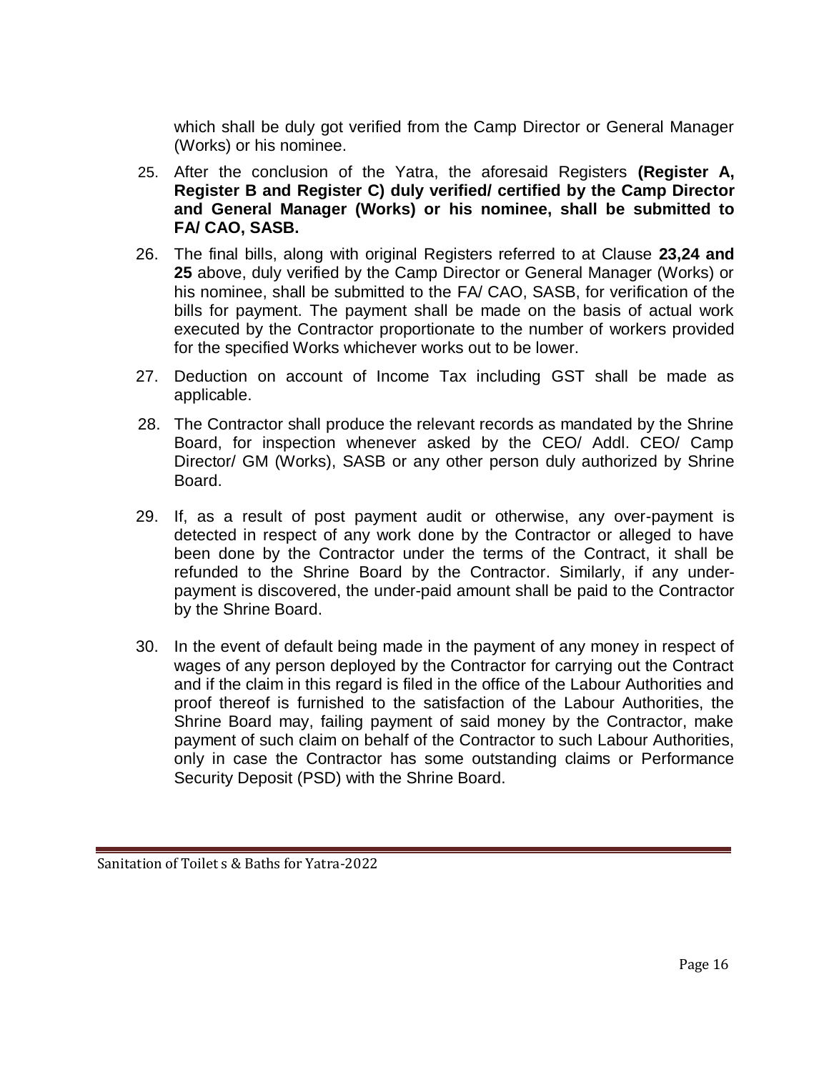which shall be duly got verified from the Camp Director or General Manager (Works) or his nominee.

25. After the conclusion of the Yatra, the aforesaid Registers **(Register A, Register B and Register C) duly verified/ certified by the Camp Director and General Manager (Works) or his nominee, shall be submitted to FA/ CAO, SASB.**

26. The final bills, along with original Registers referred to at Clause **23,24 and 25** above, duly verified by the Camp Director or General Manager (Works) or his nominee, shall be submitted to the FA/ CAO, SASB, for verification of the bills for payment. The payment shall be made on the basis of actual work executed by the Contractor proportionate to the number of workers provided for the specified Works whichever works out to be lower.

27. Deduction on account of Income Tax including GST shall be made as applicable.

28. The Contractor shall produce the relevant records as mandated by the Shrine Board, for inspection whenever asked by the CEO/ Addl. CEO/ Camp Director/ GM (Works), SASB or any other person duly authorized by Shrine Board.

29. If, as a result of post payment audit or otherwise, any over-payment is detected in respect of any work done by the Contractor or alleged to have been done by the Contractor under the terms of the Contract, it shall be refunded to the Shrine Board by the Contractor. Similarly, if any under-payment is discovered, the under-paid amount shall be paid to the Contractor by the Shrine Board.

30. In the event of default being made in the payment of any money in respect of wages of any person deployed by the Contractor for carrying out the Contract and if the claim in this regard is filed in the office of the Labour Authorities and proof thereof is furnished to the satisfaction of the Labour Authorities, the Shrine Board may, failing payment of said money by the Contractor, make payment of such claim on behalf of the Contractor to such Labour Authorities, only in case the Contractor has some outstanding claims or Performance Security Deposit (PSD) with the Shrine Board.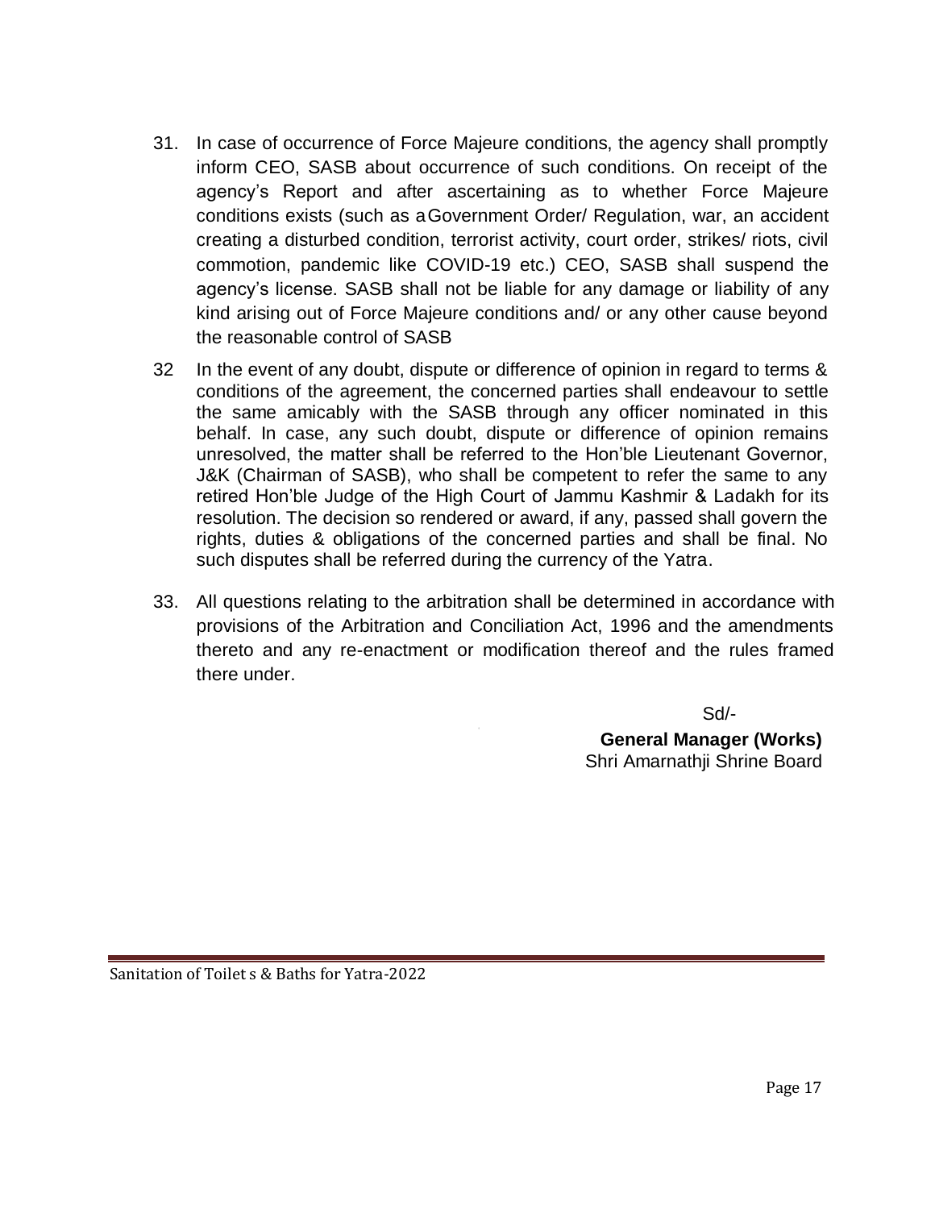31. In case of occurrence of Force Majeure conditions, the agency shall promptly inform CEO, SASB about occurrence of such conditions. On receipt of the agency's Report and after ascertaining as to whether Force Majeure conditions exists (such as aGovernment Order/ Regulation, war, an accident creating a disturbed condition, terrorist activity, court order, strikes/ riots, civil commotion, pandemic like COVID-19 etc.) CEO, SASB shall suspend the agency's license. SASB shall not be liable for any damage or liability of any kind arising out of Force Majeure conditions and/ or any other cause beyond the reasonable control of SASB

32 In the event of any doubt, dispute or difference of opinion in regard to terms & conditions of the agreement, the concerned parties shall endeavour to settle the same amicably with the SASB through any officer nominated in this behalf. In case, any such doubt, dispute or difference of opinion remains unresolved, the matter shall be referred to the Hon'ble Lieutenant Governor, J&K (Chairman of SASB), who shall be competent to refer the same to any retired Hon'ble Judge of the High Court of Jammu Kashmir & Ladakh for its resolution. The decision so rendered or award, if any, passed shall govern the rights, duties & obligations of the concerned parties and shall be final. No such disputes shall be referred during the currency of the Yatra.

33. All questions relating to the arbitration shall be determined in accordance with provisions of the Arbitration and Conciliation Act, 1996 and the amendments thereto and any re-enactment or modification thereof and the rules framed there under.

Sd/-

**General Manager (Works)**
Shri Amarnathji Shrine Board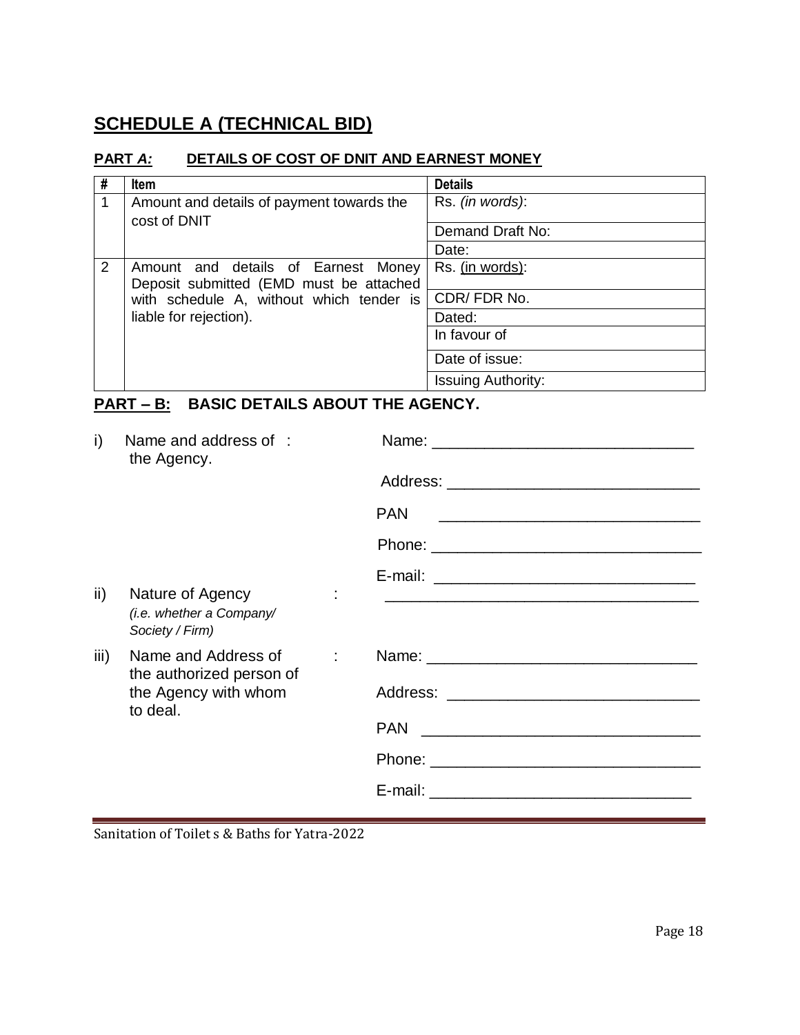## SCHEDULE A (TECHNICAL BID)

### PART *A:* DETAILS OF COST OF DNIT AND EARNEST MONEY

| # | Item | Details |
|---|---|---|
| 1 | Amount and details of payment towards the cost of DNIT | Rs. *(in words)*: |
| | | Demand Draft No: |
| | | Date: |
| 2 | Amount and details of Earnest Money Deposit submitted (EMD must be attached with schedule A, without which tender is liable for rejection). | Rs. (in words): |
| | | CDR/ FDR No. |
| | | Dated: |
| | | In favour of |
| | | Date of issue: |
| | | Issuing Authority: |

### PART – B: BASIC DETAILS ABOUT THE AGENCY.

i) Name and address of the Agency. :

Name: ______________________________

Address: ____________________________

PAN ______________________________

Phone: ______________________________

E-mail: _____________________________

ii) Nature of Agency (*i.e. whether a Company/ Society / Firm*) : ___________________________________

iii) Name and Address of the authorized person of the Agency with whom to deal. :

Name: ______________________________

Address: ____________________________

PAN ______________________________

Phone: ______________________________

E-mail: _____________________________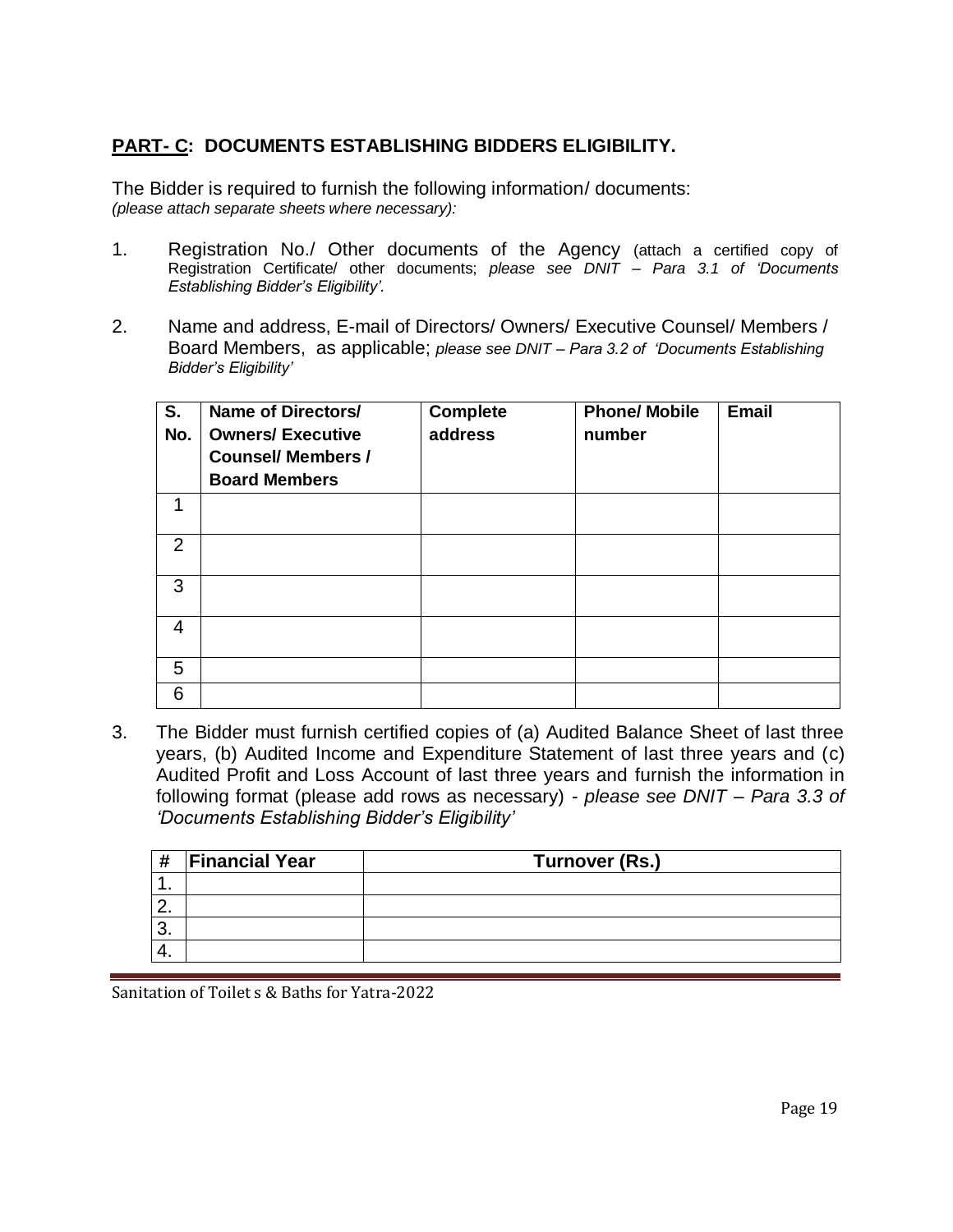## PART- C: DOCUMENTS ESTABLISHING BIDDERS ELIGIBILITY.

The Bidder is required to furnish the following information/ documents:
*(please attach separate sheets where necessary):*

1. Registration No./ Other documents of the Agency (attach a certified copy of Registration Certificate/ other documents; *please see DNIT – Para 3.1 of 'Documents Establishing Bidder's Eligibility'.*

2. Name and address, E-mail of Directors/ Owners/ Executive Counsel/ Members / Board Members, as applicable; *please see DNIT – Para 3.2 of 'Documents Establishing Bidder's Eligibility'*

| S. No. | Name of Directors/ Owners/ Executive Counsel/ Members / Board Members | Complete address | Phone/ Mobile number | Email |
|---|---|---|---|---|
| 1 | | | | |
| 2 | | | | |
| 3 | | | | |
| 4 | | | | |
| 5 | | | | |
| 6 | | | | |

3. The Bidder must furnish certified copies of (a) Audited Balance Sheet of last three years, (b) Audited Income and Expenditure Statement of last three years and (c) Audited Profit and Loss Account of last three years and furnish the information in following format (please add rows as necessary) - *please see DNIT – Para 3.3 of 'Documents Establishing Bidder's Eligibility'*

| # | Financial Year | Turnover (Rs.) |
|---|---|---|
| 1. | | |
| 2. | | |
| 3. | | |
| 4. | | |

Sanitation of Toilet s & Baths for Yatra-2022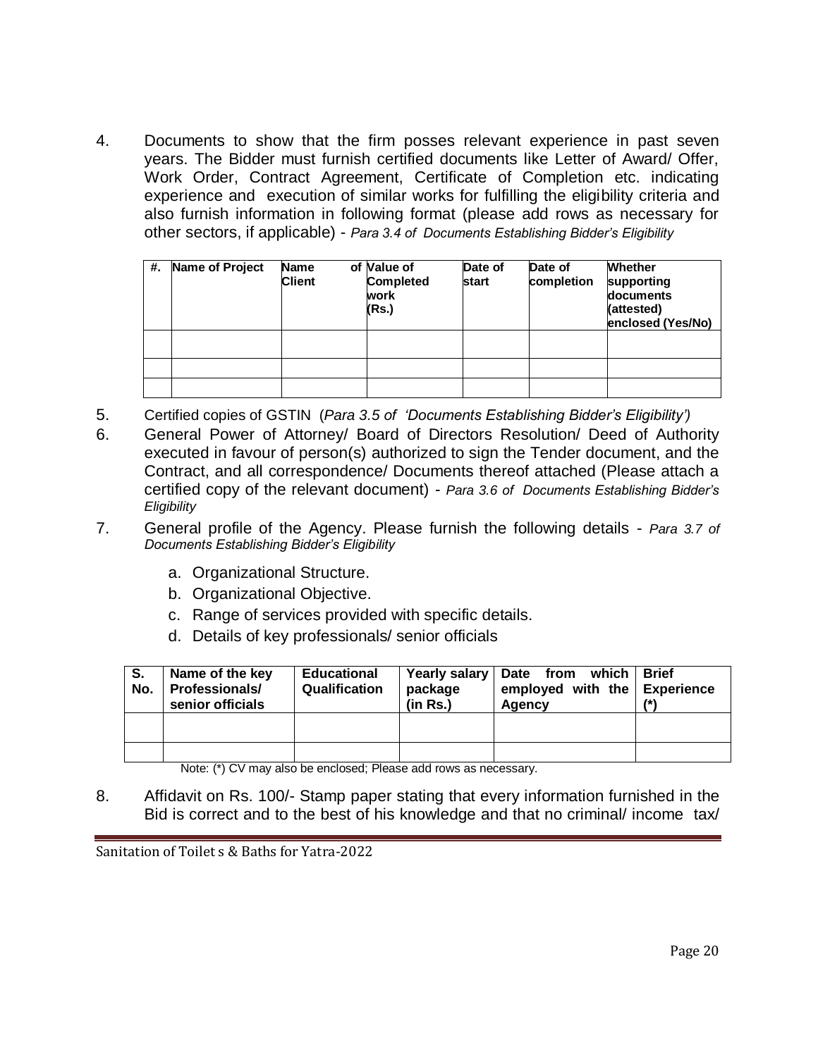4. Documents to show that the firm posses relevant experience in past seven years. The Bidder must furnish certified documents like Letter of Award/ Offer, Work Order, Contract Agreement, Certificate of Completion etc. indicating experience and execution of similar works for fulfilling the eligibility criteria and also furnish information in following format (please add rows as necessary for other sectors, if applicable) - *Para 3.4 of Documents Establishing Bidder's Eligibility*

| #. | Name of Project | Name of Client | Value of Completed work (Rs.) | Date of start | Date of completion | Whether supporting documents (attested) enclosed (Yes/No) |
|---|---|---|---|---|---|---|
| | | | | | | |
| | | | | | | |
| | | | | | | |

5. Certified copies of GSTIN (*Para 3.5 of 'Documents Establishing Bidder's Eligibility')*
6. General Power of Attorney/ Board of Directors Resolution/ Deed of Authority executed in favour of person(s) authorized to sign the Tender document, and the Contract, and all correspondence/ Documents thereof attached (Please attach a certified copy of the relevant document) - *Para 3.6 of Documents Establishing Bidder's Eligibility*
7. General profile of the Agency. Please furnish the following details - *Para 3.7 of Documents Establishing Bidder's Eligibility*
    a. Organizational Structure.
    b. Organizational Objective.
    c. Range of services provided with specific details.
    d. Details of key professionals/ senior officials

| S. No. | Name of the key Professionals/ senior officials | Educational Qualification | Yearly salary package (in Rs.) | Date from which employed with the Agency | Brief Experience (*) |
|---|---|---|---|---|---|
| | | | | | |
| | | | | | |

Note: (*) CV may also be enclosed; Please add rows as necessary.

8. Affidavit on Rs. 100/- Stamp paper stating that every information furnished in the Bid is correct and to the best of his knowledge and that no criminal/ income tax/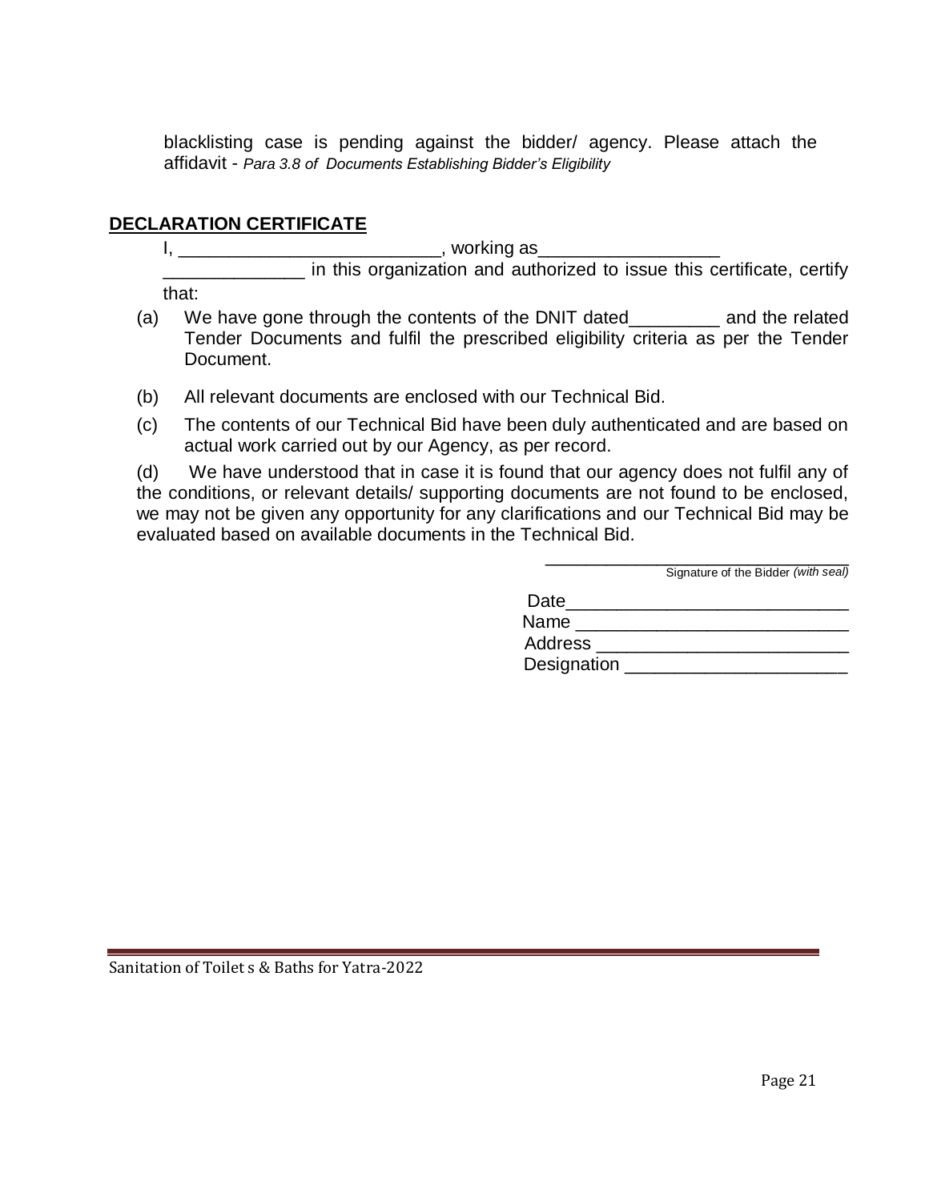blacklisting case is pending against the bidder/ agency. Please attach the affidavit - *Para 3.8 of Documents Establishing Bidder's Eligibility*

## DECLARATION CERTIFICATE

I, __________________________, working as__________________ ______________ in this organization and authorized to issue this certificate, certify that:

(a) We have gone through the contents of the DNIT dated_________ and the related Tender Documents and fulfil the prescribed eligibility criteria as per the Tender Document.

(b) All relevant documents are enclosed with our Technical Bid.

(c) The contents of our Technical Bid have been duly authenticated and are based on actual work carried out by our Agency, as per record.

(d) We have understood that in case it is found that our agency does not fulfil any of the conditions, or relevant details/ supporting documents are not found to be enclosed, we may not be given any opportunity for any clarifications and our Technical Bid may be evaluated based on available documents in the Technical Bid.

________________________________
Signature of the Bidder *(with seal)*

Date____________________________

Name ___________________________

Address _________________________

Designation ______________________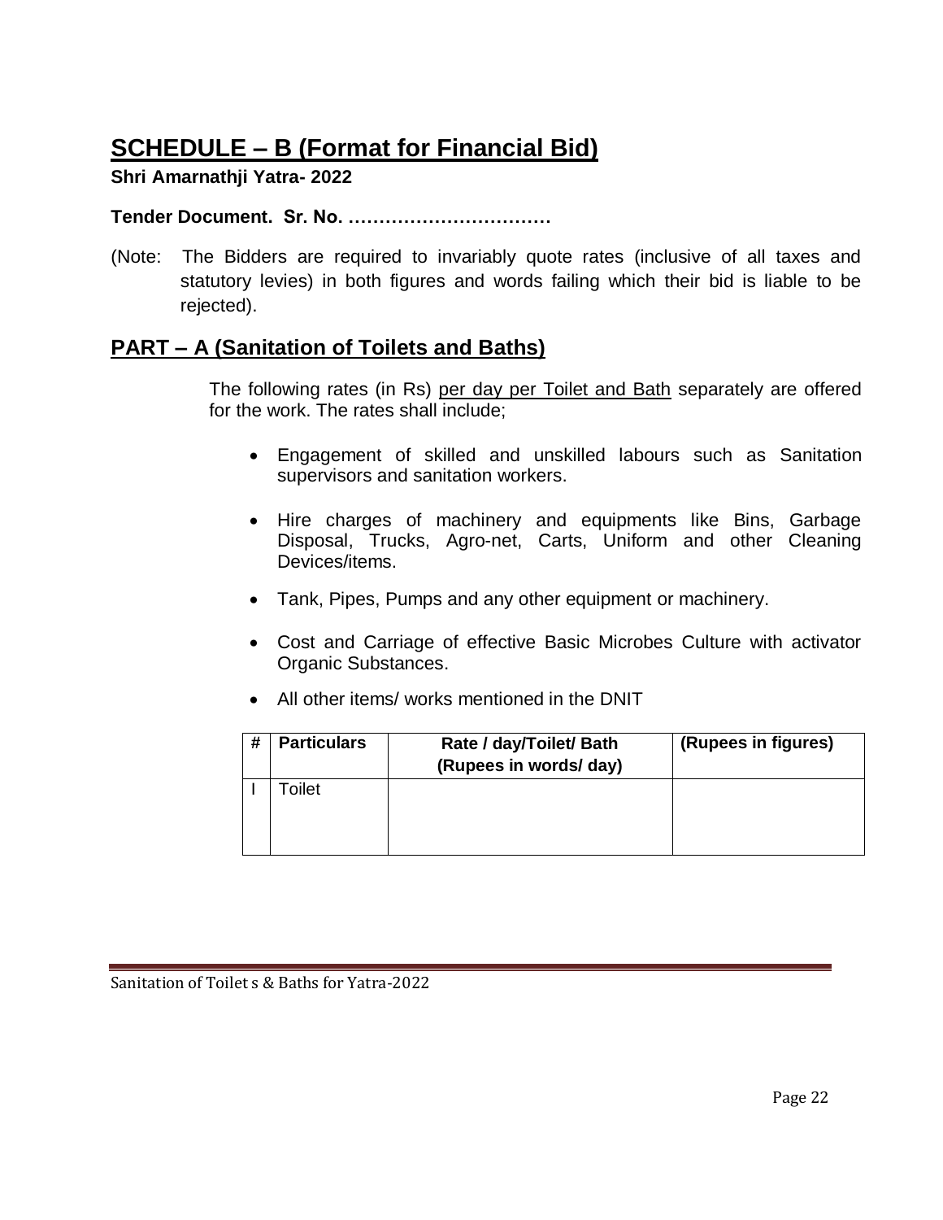# SCHEDULE – B (Format for Financial Bid)

**Shri Amarnathji Yatra- 2022**

**Tender Document. Sr. No. ……………………………**

(Note: The Bidders are required to invariably quote rates (inclusive of all taxes and statutory levies) in both figures and words failing which their bid is liable to be rejected).

## PART – A (Sanitation of Toilets and Baths)

The following rates (in Rs) per day per Toilet and Bath separately are offered for the work. The rates shall include;

- Engagement of skilled and unskilled labours such as Sanitation supervisors and sanitation workers.
- Hire charges of machinery and equipments like Bins, Garbage Disposal, Trucks, Agro-net, Carts, Uniform and other Cleaning Devices/items.
- Tank, Pipes, Pumps and any other equipment or machinery.
- Cost and Carriage of effective Basic Microbes Culture with activator Organic Substances.
- All other items/ works mentioned in the DNIT

| # | Particulars | Rate / day/Toilet/ Bath (Rupees in words/ day) | (Rupees in figures) |
|---|---|---|---|
| I | Toilet | | |

Sanitation of Toilet s & Baths for Yatra-2022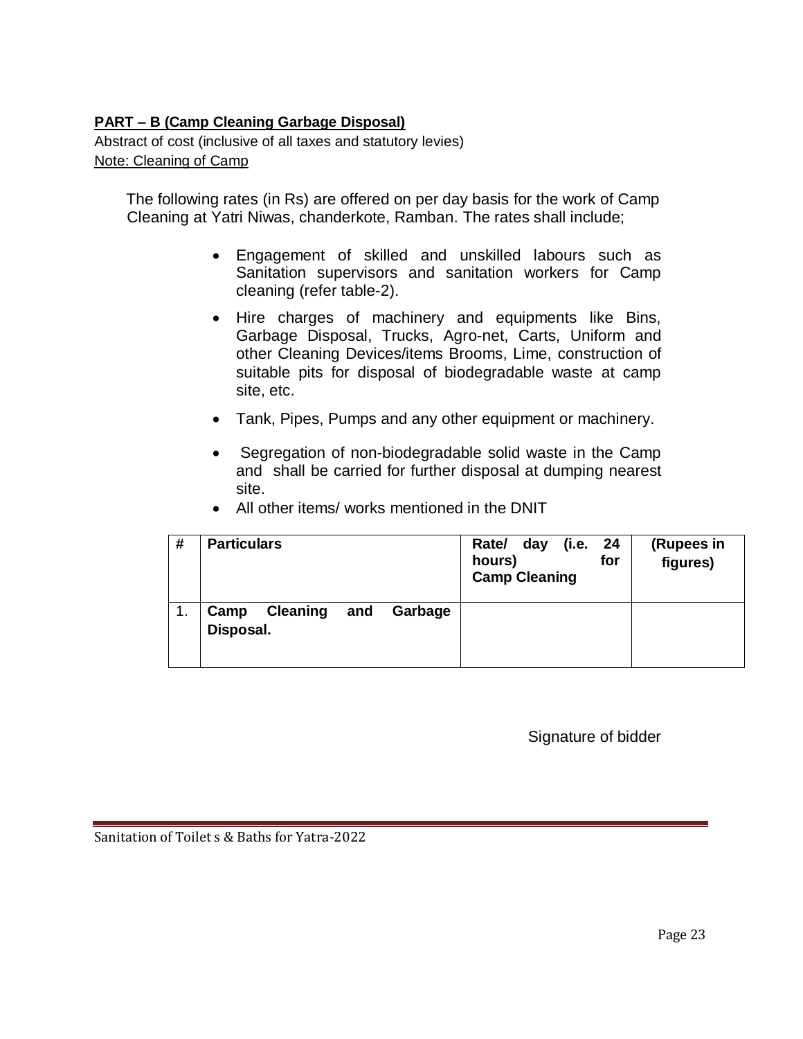**PART – B (Camp Cleaning Garbage Disposal)**

Abstract of cost (inclusive of all taxes and statutory levies)

Note: Cleaning of Camp

The following rates (in Rs) are offered on per day basis for the work of Camp Cleaning at Yatri Niwas, chanderkote, Ramban. The rates shall include;

- Engagement of skilled and unskilled labours such as Sanitation supervisors and sanitation workers for Camp cleaning (refer table-2).
- Hire charges of machinery and equipments like Bins, Garbage Disposal, Trucks, Agro-net, Carts, Uniform and other Cleaning Devices/items Brooms, Lime, construction of suitable pits for disposal of biodegradable waste at camp site, etc.
- Tank, Pipes, Pumps and any other equipment or machinery.
- Segregation of non-biodegradable solid waste in the Camp and shall be carried for further disposal at dumping nearest site.
- All other items/ works mentioned in the DNIT

| # | Particulars | Rate/ day (i.e. 24 hours) for Camp Cleaning | (Rupees in figures) |
|---|---|---|---|
| 1. | **Camp Cleaning and Garbage Disposal.** | | |

Signature of bidder